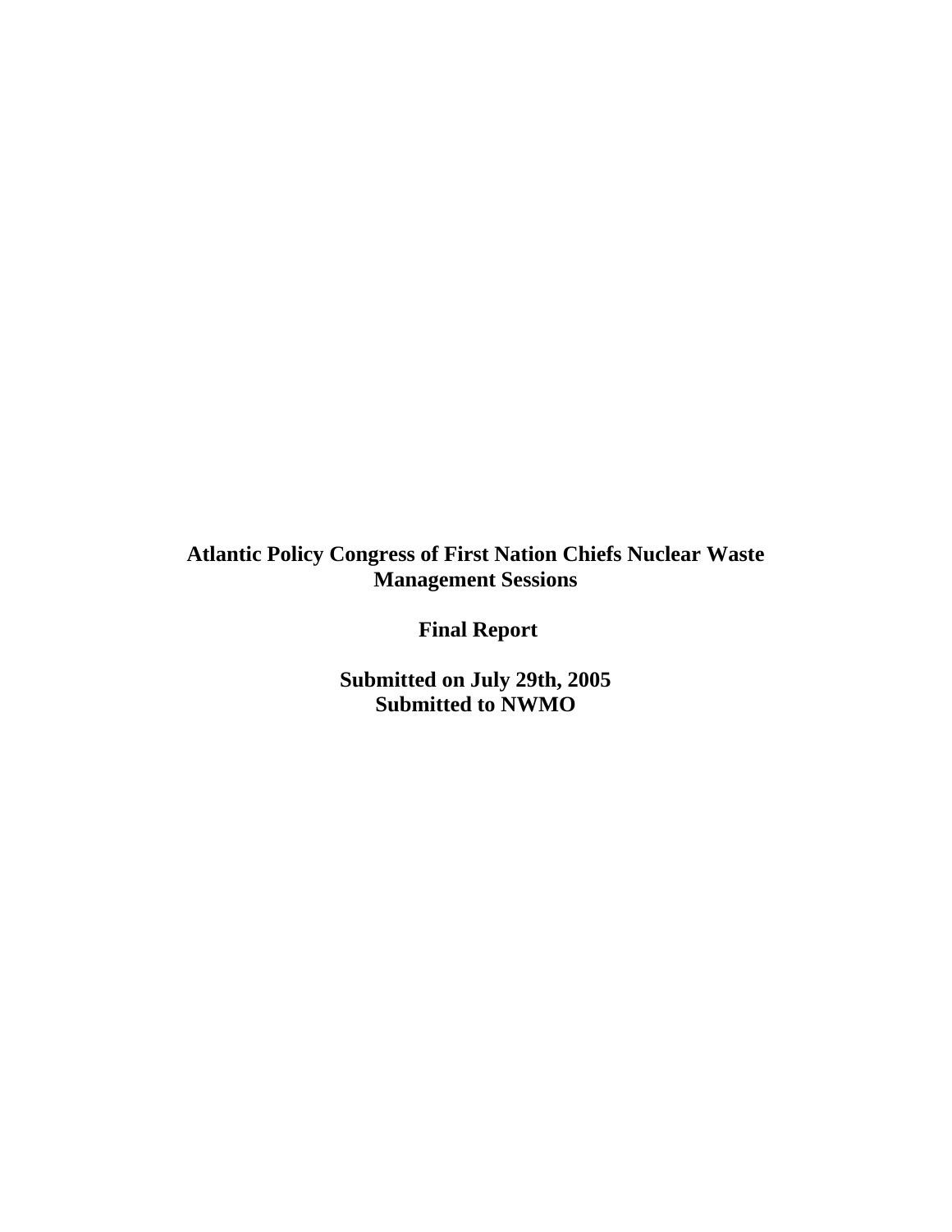# Atlantic Policy Congress of First Nation Chiefs Nuclear Waste Management Sessions

**Final Report**

**Submitted on July 29th, 2005**
**Submitted to NWMO**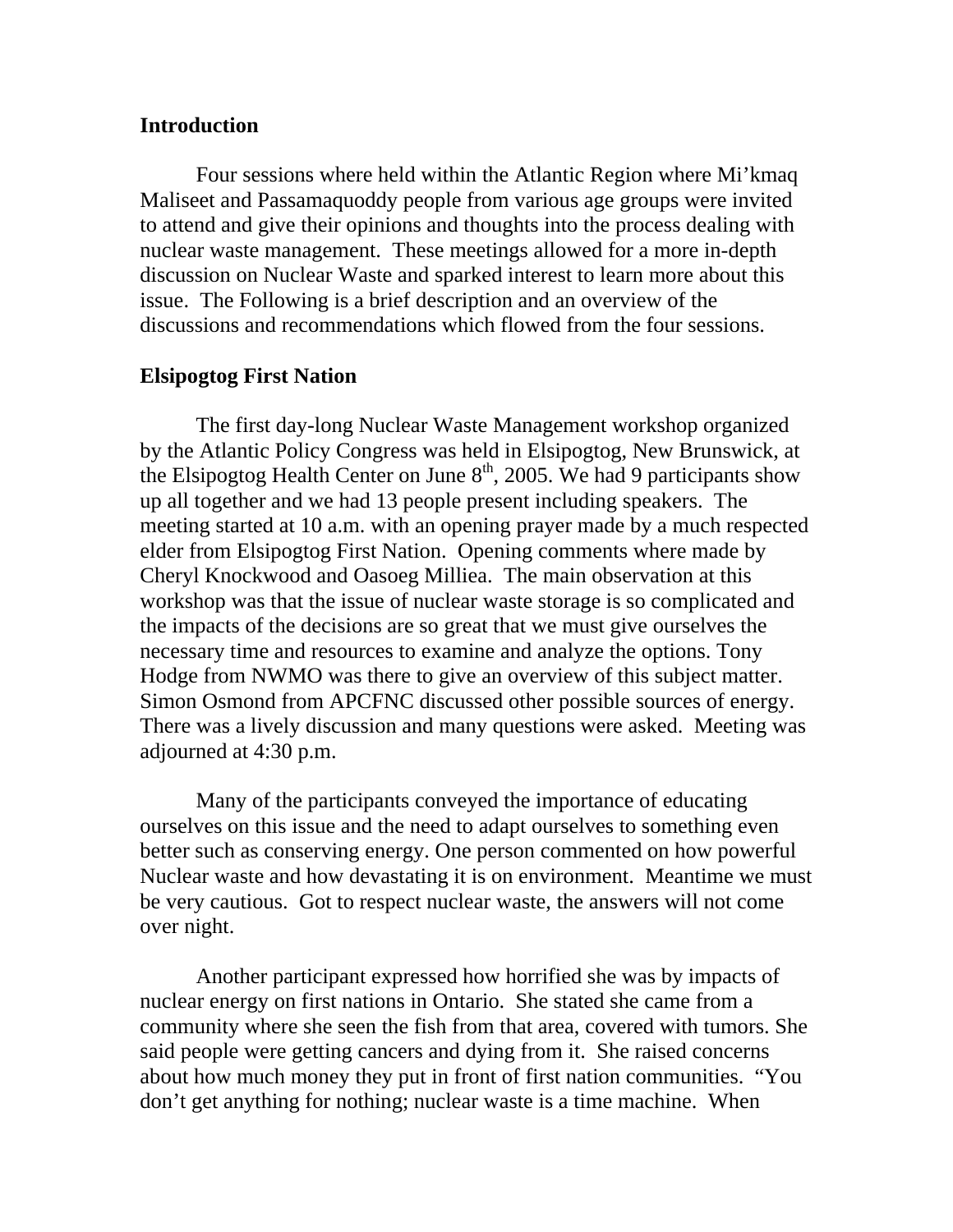## Introduction

Four sessions where held within the Atlantic Region where Mi'kmaq Maliseet and Passamaquoddy people from various age groups were invited to attend and give their opinions and thoughts into the process dealing with nuclear waste management. These meetings allowed for a more in-depth discussion on Nuclear Waste and sparked interest to learn more about this issue. The Following is a brief description and an overview of the discussions and recommendations which flowed from the four sessions.

## Elsipogtog First Nation

The first day-long Nuclear Waste Management workshop organized by the Atlantic Policy Congress was held in Elsipogtog, New Brunswick, at the Elsipogtog Health Center on June 8th, 2005. We had 9 participants show up all together and we had 13 people present including speakers. The meeting started at 10 a.m. with an opening prayer made by a much respected elder from Elsipogtog First Nation. Opening comments where made by Cheryl Knockwood and Oasoeg Milliea. The main observation at this workshop was that the issue of nuclear waste storage is so complicated and the impacts of the decisions are so great that we must give ourselves the necessary time and resources to examine and analyze the options. Tony Hodge from NWMO was there to give an overview of this subject matter. Simon Osmond from APCFNC discussed other possible sources of energy. There was a lively discussion and many questions were asked. Meeting was adjourned at 4:30 p.m.

Many of the participants conveyed the importance of educating ourselves on this issue and the need to adapt ourselves to something even better such as conserving energy. One person commented on how powerful Nuclear waste and how devastating it is on environment. Meantime we must be very cautious. Got to respect nuclear waste, the answers will not come over night.

Another participant expressed how horrified she was by impacts of nuclear energy on first nations in Ontario. She stated she came from a community where she seen the fish from that area, covered with tumors. She said people were getting cancers and dying from it. She raised concerns about how much money they put in front of first nation communities. "You don't get anything for nothing; nuclear waste is a time machine. When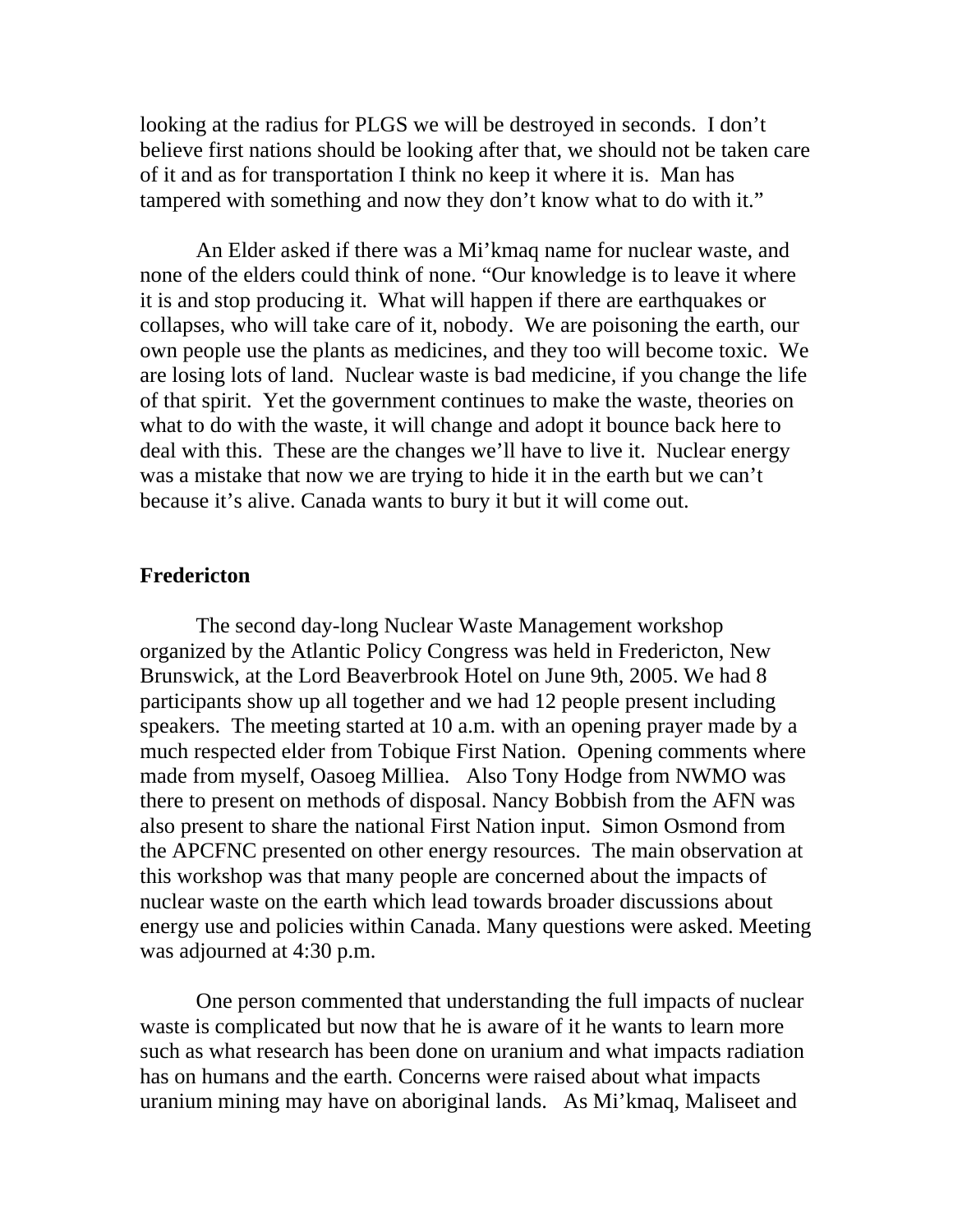looking at the radius for PLGS we will be destroyed in seconds. I don't believe first nations should be looking after that, we should not be taken care of it and as for transportation I think no keep it where it is. Man has tampered with something and now they don't know what to do with it."

An Elder asked if there was a Mi'kmaq name for nuclear waste, and none of the elders could think of none. "Our knowledge is to leave it where it is and stop producing it. What will happen if there are earthquakes or collapses, who will take care of it, nobody. We are poisoning the earth, our own people use the plants as medicines, and they too will become toxic. We are losing lots of land. Nuclear waste is bad medicine, if you change the life of that spirit. Yet the government continues to make the waste, theories on what to do with the waste, it will change and adopt it bounce back here to deal with this. These are the changes we'll have to live it. Nuclear energy was a mistake that now we are trying to hide it in the earth but we can't because it's alive. Canada wants to bury it but it will come out.

## Fredericton

The second day-long Nuclear Waste Management workshop organized by the Atlantic Policy Congress was held in Fredericton, New Brunswick, at the Lord Beaverbrook Hotel on June 9th, 2005. We had 8 participants show up all together and we had 12 people present including speakers. The meeting started at 10 a.m. with an opening prayer made by a much respected elder from Tobique First Nation. Opening comments where made from myself, Oasoeg Milliea. Also Tony Hodge from NWMO was there to present on methods of disposal. Nancy Bobbish from the AFN was also present to share the national First Nation input. Simon Osmond from the APCFNC presented on other energy resources. The main observation at this workshop was that many people are concerned about the impacts of nuclear waste on the earth which lead towards broader discussions about energy use and policies within Canada. Many questions were asked. Meeting was adjourned at 4:30 p.m.

One person commented that understanding the full impacts of nuclear waste is complicated but now that he is aware of it he wants to learn more such as what research has been done on uranium and what impacts radiation has on humans and the earth. Concerns were raised about what impacts uranium mining may have on aboriginal lands. As Mi'kmaq, Maliseet and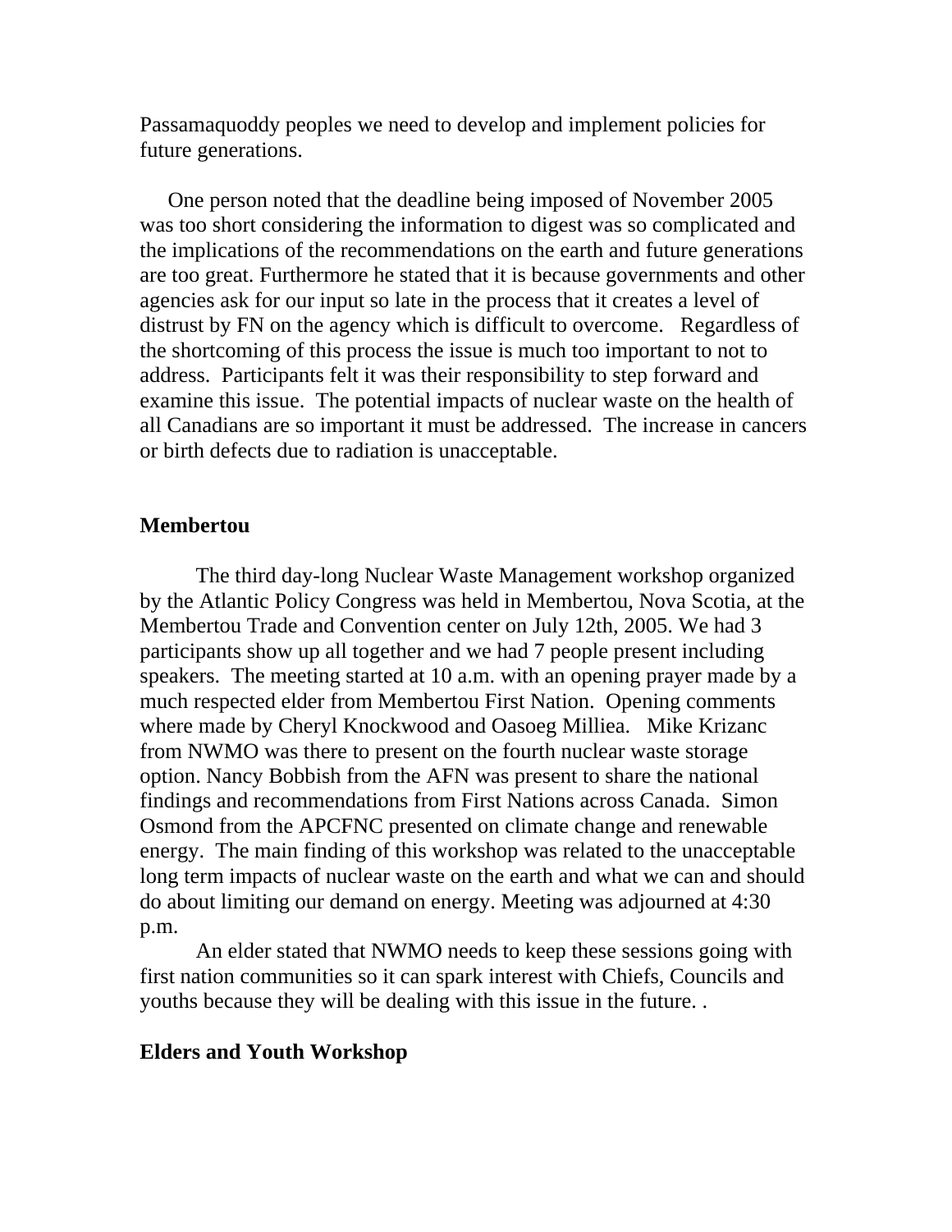Passamaquoddy peoples we need to develop and implement policies for future generations.

One person noted that the deadline being imposed of November 2005 was too short considering the information to digest was so complicated and the implications of the recommendations on the earth and future generations are too great. Furthermore he stated that it is because governments and other agencies ask for our input so late in the process that it creates a level of distrust by FN on the agency which is difficult to overcome. Regardless of the shortcoming of this process the issue is much too important to not to address. Participants felt it was their responsibility to step forward and examine this issue. The potential impacts of nuclear waste on the health of all Canadians are so important it must be addressed. The increase in cancers or birth defects due to radiation is unacceptable.

## Membertou

The third day-long Nuclear Waste Management workshop organized by the Atlantic Policy Congress was held in Membertou, Nova Scotia, at the Membertou Trade and Convention center on July 12th, 2005. We had 3 participants show up all together and we had 7 people present including speakers. The meeting started at 10 a.m. with an opening prayer made by a much respected elder from Membertou First Nation. Opening comments where made by Cheryl Knockwood and Oasoeg Milliea. Mike Krizanc from NWMO was there to present on the fourth nuclear waste storage option. Nancy Bobbish from the AFN was present to share the national findings and recommendations from First Nations across Canada. Simon Osmond from the APCFNC presented on climate change and renewable energy. The main finding of this workshop was related to the unacceptable long term impacts of nuclear waste on the earth and what we can and should do about limiting our demand on energy. Meeting was adjourned at 4:30 p.m.

An elder stated that NWMO needs to keep these sessions going with first nation communities so it can spark interest with Chiefs, Councils and youths because they will be dealing with this issue in the future. .

## Elders and Youth Workshop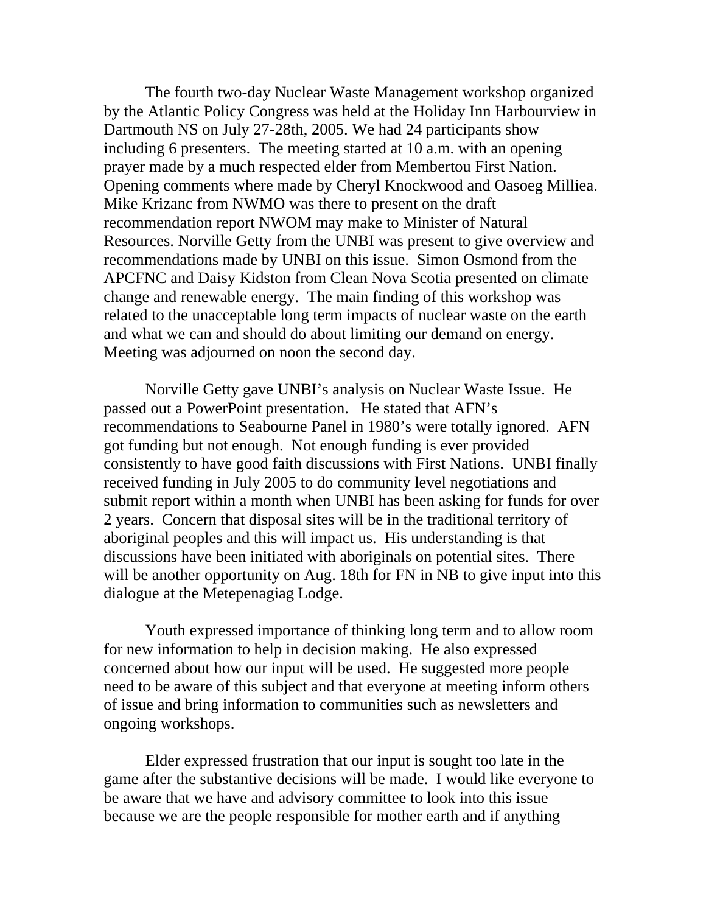The fourth two-day Nuclear Waste Management workshop organized by the Atlantic Policy Congress was held at the Holiday Inn Harbourview in Dartmouth NS on July 27-28th, 2005. We had 24 participants show including 6 presenters. The meeting started at 10 a.m. with an opening prayer made by a much respected elder from Membertou First Nation. Opening comments where made by Cheryl Knockwood and Oasoeg Milliea. Mike Krizanc from NWMO was there to present on the draft recommendation report NWOM may make to Minister of Natural Resources. Norville Getty from the UNBI was present to give overview and recommendations made by UNBI on this issue. Simon Osmond from the APCFNC and Daisy Kidston from Clean Nova Scotia presented on climate change and renewable energy. The main finding of this workshop was related to the unacceptable long term impacts of nuclear waste on the earth and what we can and should do about limiting our demand on energy. Meeting was adjourned on noon the second day.

Norville Getty gave UNBI's analysis on Nuclear Waste Issue. He passed out a PowerPoint presentation. He stated that AFN's recommendations to Seabourne Panel in 1980's were totally ignored. AFN got funding but not enough. Not enough funding is ever provided consistently to have good faith discussions with First Nations. UNBI finally received funding in July 2005 to do community level negotiations and submit report within a month when UNBI has been asking for funds for over 2 years. Concern that disposal sites will be in the traditional territory of aboriginal peoples and this will impact us. His understanding is that discussions have been initiated with aboriginals on potential sites. There will be another opportunity on Aug. 18th for FN in NB to give input into this dialogue at the Metepenagiag Lodge.

Youth expressed importance of thinking long term and to allow room for new information to help in decision making. He also expressed concerned about how our input will be used. He suggested more people need to be aware of this subject and that everyone at meeting inform others of issue and bring information to communities such as newsletters and ongoing workshops.

Elder expressed frustration that our input is sought too late in the game after the substantive decisions will be made. I would like everyone to be aware that we have and advisory committee to look into this issue because we are the people responsible for mother earth and if anything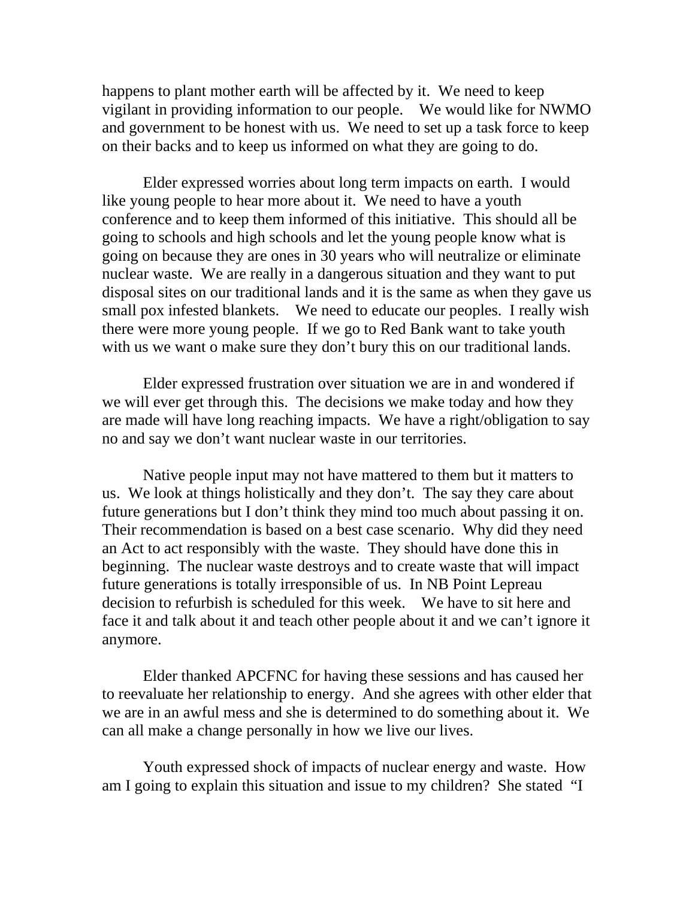happens to plant mother earth will be affected by it. We need to keep vigilant in providing information to our people. We would like for NWMO and government to be honest with us. We need to set up a task force to keep on their backs and to keep us informed on what they are going to do.

Elder expressed worries about long term impacts on earth. I would like young people to hear more about it. We need to have a youth conference and to keep them informed of this initiative. This should all be going to schools and high schools and let the young people know what is going on because they are ones in 30 years who will neutralize or eliminate nuclear waste. We are really in a dangerous situation and they want to put disposal sites on our traditional lands and it is the same as when they gave us small pox infested blankets. We need to educate our peoples. I really wish there were more young people. If we go to Red Bank want to take youth with us we want o make sure they don't bury this on our traditional lands.

Elder expressed frustration over situation we are in and wondered if we will ever get through this. The decisions we make today and how they are made will have long reaching impacts. We have a right/obligation to say no and say we don't want nuclear waste in our territories.

Native people input may not have mattered to them but it matters to us. We look at things holistically and they don't. The say they care about future generations but I don't think they mind too much about passing it on. Their recommendation is based on a best case scenario. Why did they need an Act to act responsibly with the waste. They should have done this in beginning. The nuclear waste destroys and to create waste that will impact future generations is totally irresponsible of us. In NB Point Lepreau decision to refurbish is scheduled for this week. We have to sit here and face it and talk about it and teach other people about it and we can't ignore it anymore.

Elder thanked APCFNC for having these sessions and has caused her to reevaluate her relationship to energy. And she agrees with other elder that we are in an awful mess and she is determined to do something about it. We can all make a change personally in how we live our lives.

Youth expressed shock of impacts of nuclear energy and waste. How am I going to explain this situation and issue to my children? She stated "I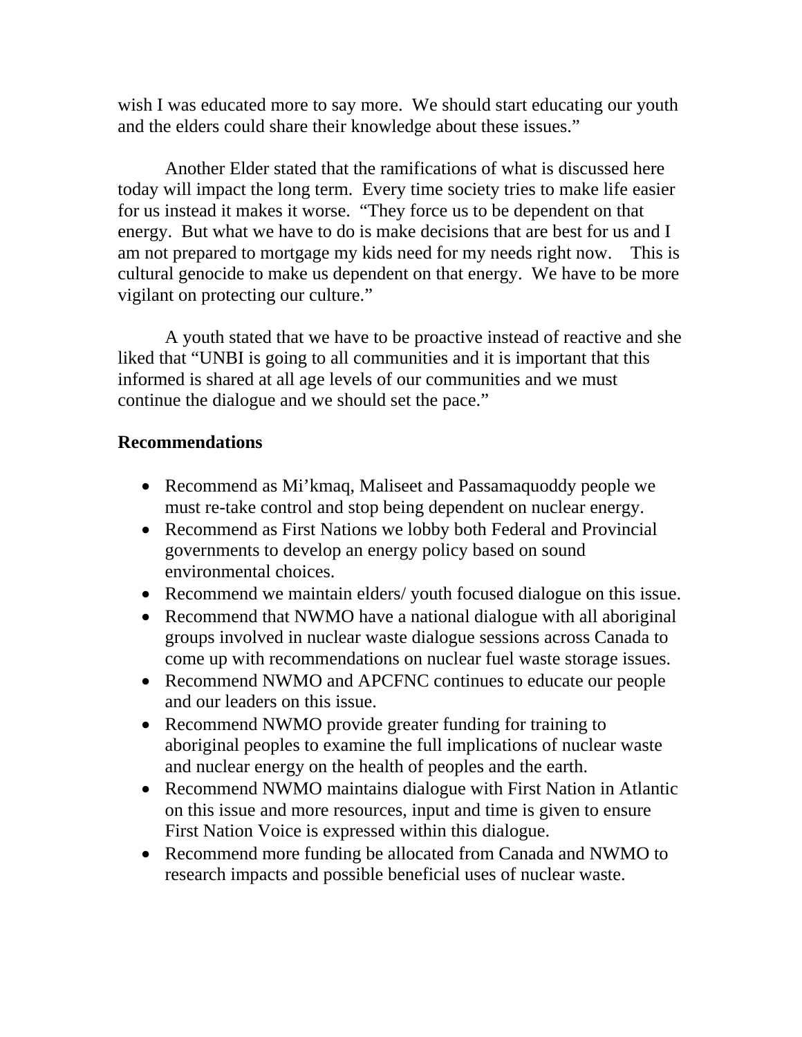wish I was educated more to say more. We should start educating our youth and the elders could share their knowledge about these issues."

Another Elder stated that the ramifications of what is discussed here today will impact the long term. Every time society tries to make life easier for us instead it makes it worse. "They force us to be dependent on that energy. But what we have to do is make decisions that are best for us and I am not prepared to mortgage my kids need for my needs right now. This is cultural genocide to make us dependent on that energy. We have to be more vigilant on protecting our culture."

A youth stated that we have to be proactive instead of reactive and she liked that "UNBI is going to all communities and it is important that this informed is shared at all age levels of our communities and we must continue the dialogue and we should set the pace."

**Recommendations**

- Recommend as Mi'kmaq, Maliseet and Passamaquoddy people we must re-take control and stop being dependent on nuclear energy.
- Recommend as First Nations we lobby both Federal and Provincial governments to develop an energy policy based on sound environmental choices.
- Recommend we maintain elders/ youth focused dialogue on this issue.
- Recommend that NWMO have a national dialogue with all aboriginal groups involved in nuclear waste dialogue sessions across Canada to come up with recommendations on nuclear fuel waste storage issues.
- Recommend NWMO and APCFNC continues to educate our people and our leaders on this issue.
- Recommend NWMO provide greater funding for training to aboriginal peoples to examine the full implications of nuclear waste and nuclear energy on the health of peoples and the earth.
- Recommend NWMO maintains dialogue with First Nation in Atlantic on this issue and more resources, input and time is given to ensure First Nation Voice is expressed within this dialogue.
- Recommend more funding be allocated from Canada and NWMO to research impacts and possible beneficial uses of nuclear waste.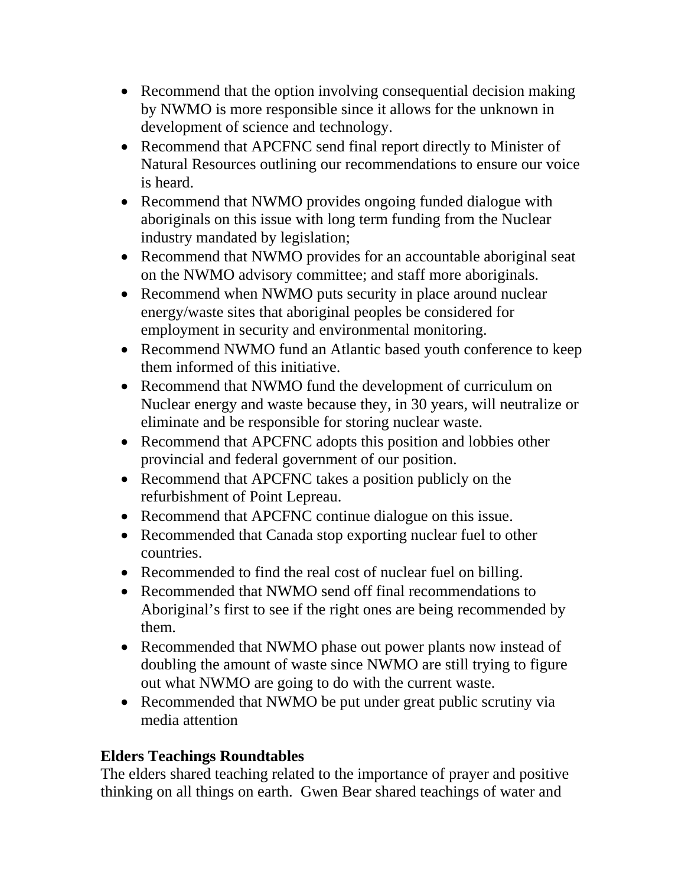- Recommend that the option involving consequential decision making by NWMO is more responsible since it allows for the unknown in development of science and technology.
- Recommend that APCFNC send final report directly to Minister of Natural Resources outlining our recommendations to ensure our voice is heard.
- Recommend that NWMO provides ongoing funded dialogue with aboriginals on this issue with long term funding from the Nuclear industry mandated by legislation;
- Recommend that NWMO provides for an accountable aboriginal seat on the NWMO advisory committee; and staff more aboriginals.
- Recommend when NWMO puts security in place around nuclear energy/waste sites that aboriginal peoples be considered for employment in security and environmental monitoring.
- Recommend NWMO fund an Atlantic based youth conference to keep them informed of this initiative.
- Recommend that NWMO fund the development of curriculum on Nuclear energy and waste because they, in 30 years, will neutralize or eliminate and be responsible for storing nuclear waste.
- Recommend that APCFNC adopts this position and lobbies other provincial and federal government of our position.
- Recommend that APCFNC takes a position publicly on the refurbishment of Point Lepreau.
- Recommend that APCFNC continue dialogue on this issue.
- Recommended that Canada stop exporting nuclear fuel to other countries.
- Recommended to find the real cost of nuclear fuel on billing.
- Recommended that NWMO send off final recommendations to Aboriginal's first to see if the right ones are being recommended by them.
- Recommended that NWMO phase out power plants now instead of doubling the amount of waste since NWMO are still trying to figure out what NWMO are going to do with the current waste.
- Recommended that NWMO be put under great public scrutiny via media attention

**Elders Teachings Roundtables**

The elders shared teaching related to the importance of prayer and positive thinking on all things on earth. Gwen Bear shared teachings of water and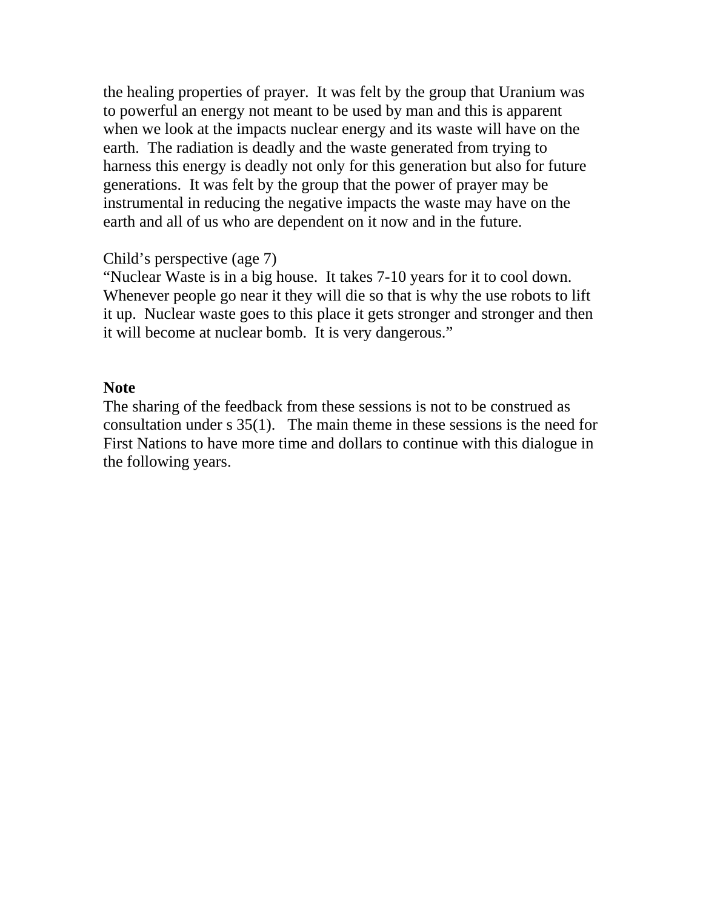the healing properties of prayer. It was felt by the group that Uranium was to powerful an energy not meant to be used by man and this is apparent when we look at the impacts nuclear energy and its waste will have on the earth. The radiation is deadly and the waste generated from trying to harness this energy is deadly not only for this generation but also for future generations. It was felt by the group that the power of prayer may be instrumental in reducing the negative impacts the waste may have on the earth and all of us who are dependent on it now and in the future.

Child's perspective (age 7)
"Nuclear Waste is in a big house. It takes 7-10 years for it to cool down. Whenever people go near it they will die so that is why the use robots to lift it up. Nuclear waste goes to this place it gets stronger and stronger and then it will become at nuclear bomb. It is very dangerous."

**Note**

The sharing of the feedback from these sessions is not to be construed as consultation under s 35(1). The main theme in these sessions is the need for First Nations to have more time and dollars to continue with this dialogue in the following years.